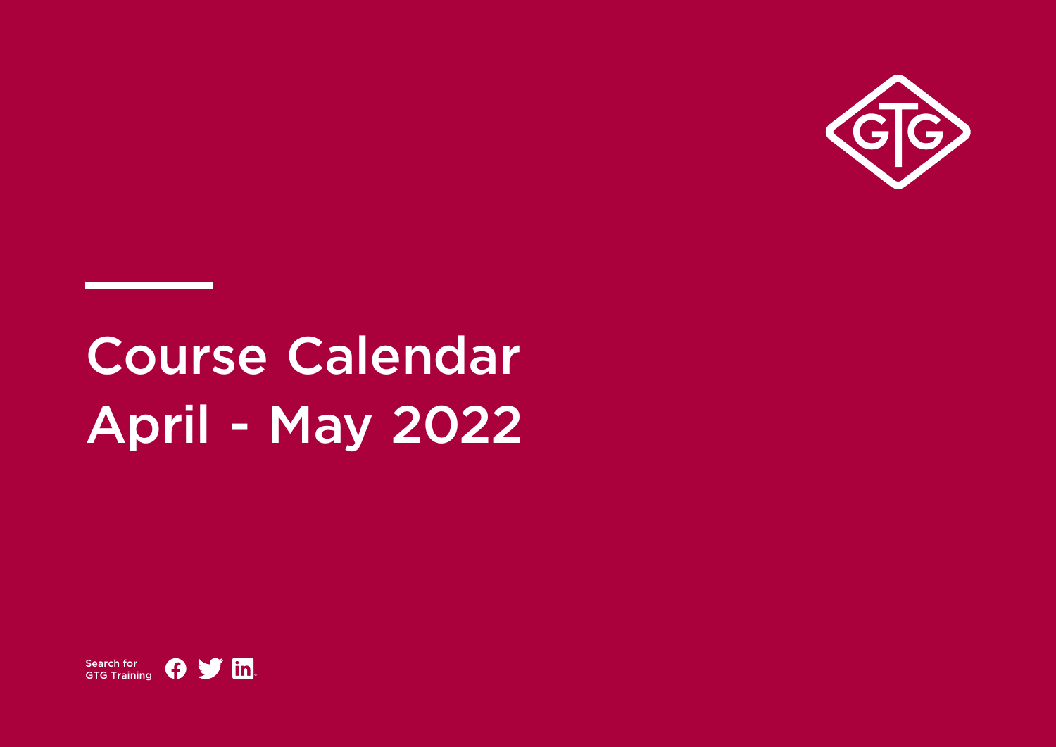# Course Calendar April - May 2022

Search for GTG Training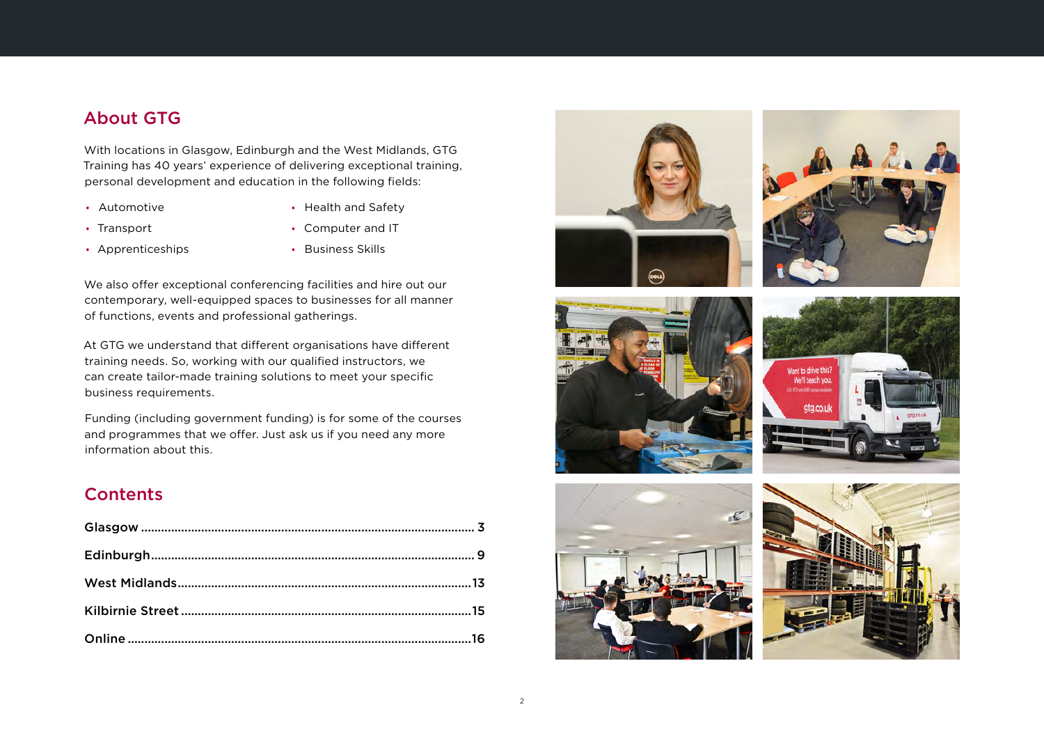## About GTG

With locations in Glasgow, Edinburgh and the West Midlands, GTG Training has 40 years' experience of delivering exceptional training, personal development and education in the following fields:

- Automotive
- Transport
- Apprenticeships
- Health and Safety
- Computer and IT
- Business Skills

We also offer exceptional conferencing facilities and hire out our contemporary, well-equipped spaces to businesses for all manner of functions, events and professional gatherings.

At GTG we understand that different organisations have different training needs. So, working with our qualified instructors, we can create tailor-made training solutions to meet your specific business requirements.

Funding (including government funding) is for some of the courses and programmes that we offer. Just ask us if you need any more information about this.

## Contents

**Glasgow** .......... 3

**Edinburgh** .......... 9

**West Midlands** .......... 13

**Kilbirnie Street** .......... 15

**Online** .......... 16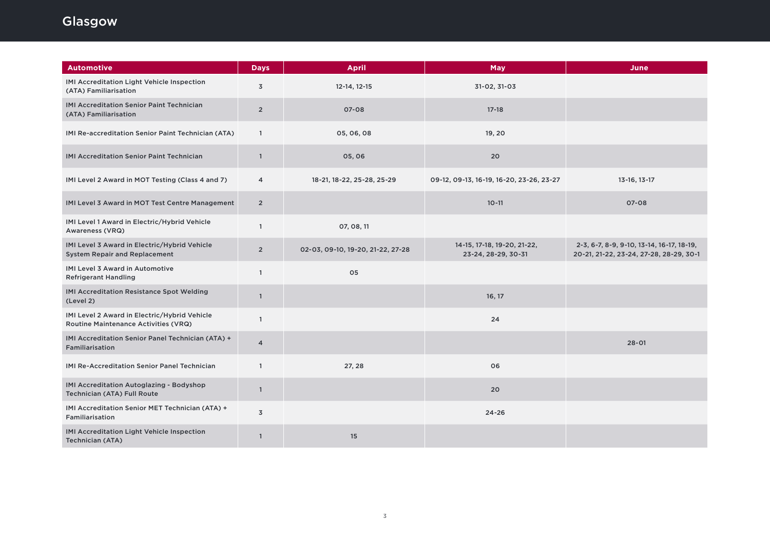# Glasgow

| Automotive | Days | April | May | June |
|---|---|---|---|---|
| IMI Accreditation Light Vehicle Inspection (ATA) Familiarisation | 3 | 12-14, 12-15 | 31-02, 31-03 | |
| IMI Accreditation Senior Paint Technician (ATA) Familiarisation | 2 | 07-08 | 17-18 | |
| IMI Re-accreditation Senior Paint Technician (ATA) | 1 | 05, 06, 08 | 19, 20 | |
| IMI Accreditation Senior Paint Technician | 1 | 05, 06 | 20 | |
| IMI Level 2 Award in MOT Testing (Class 4 and 7) | 4 | 18-21, 18-22, 25-28, 25-29 | 09-12, 09-13, 16-19, 16-20, 23-26, 23-27 | 13-16, 13-17 |
| IMI Level 3 Award in MOT Test Centre Management | 2 | | 10-11 | 07-08 |
| IMI Level 1 Award in Electric/Hybrid Vehicle Awareness (VRQ) | 1 | 07, 08, 11 | | |
| IMI Level 3 Award in Electric/Hybrid Vehicle System Repair and Replacement | 2 | 02-03, 09-10, 19-20, 21-22, 27-28 | 14-15, 17-18, 19-20, 21-22, 23-24, 28-29, 30-31 | 2-3, 6-7, 8-9, 9-10, 13-14, 16-17, 18-19, 20-21, 21-22, 23-24, 27-28, 28-29, 30-1 |
| IMI Level 3 Award in Automotive Refrigerant Handling | 1 | 05 | | |
| IMI Accreditation Resistance Spot Welding (Level 2) | 1 | | 16, 17 | |
| IMI Level 2 Award in Electric/Hybrid Vehicle Routine Maintenance Activities (VRQ) | 1 | | 24 | |
| IMI Accreditation Senior Panel Technician (ATA) + Familiarisation | 4 | | | 28-01 |
| IMI Re-Accreditation Senior Panel Technician | 1 | 27, 28 | 06 | |
| IMI Accreditation Autoglazing - Bodyshop Technician (ATA) Full Route | 1 | | 20 | |
| IMI Accreditation Senior MET Technician (ATA) + Familiarisation | 3 | | 24-26 | |
| IMI Accreditation Light Vehicle Inspection Technician (ATA) | 1 | 15 | | |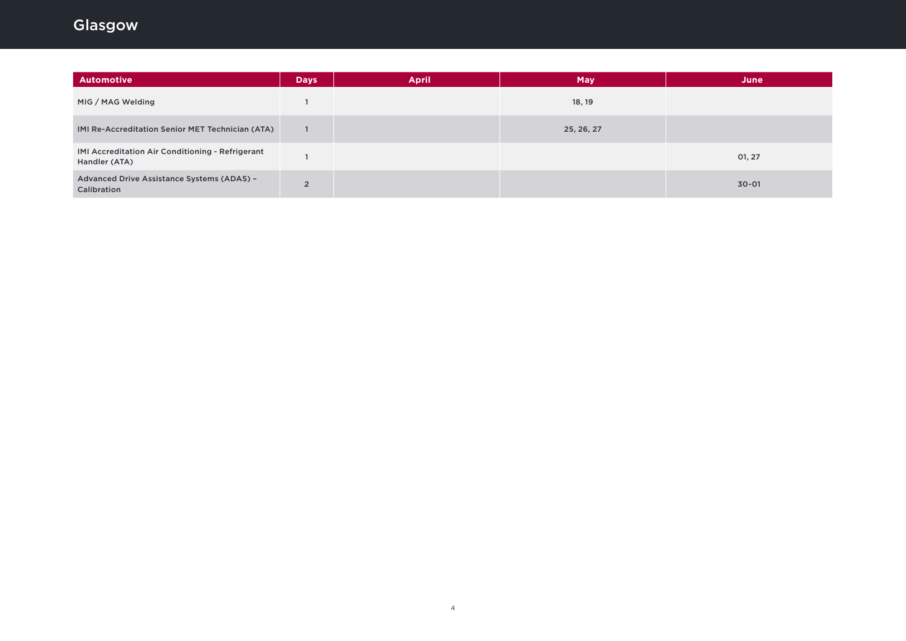# Glasgow

| Automotive | Days | April | May | June |
|---|---|---|---|---|
| MIG / MAG Welding | 1 | | 18, 19 | |
| IMI Re-Accreditation Senior MET Technician (ATA) | 1 | | 25, 26, 27 | |
| IMI Accreditation Air Conditioning - Refrigerant Handler (ATA) | 1 | | | 01, 27 |
| Advanced Drive Assistance Systems (ADAS) – Calibration | 2 | | | 30-01 |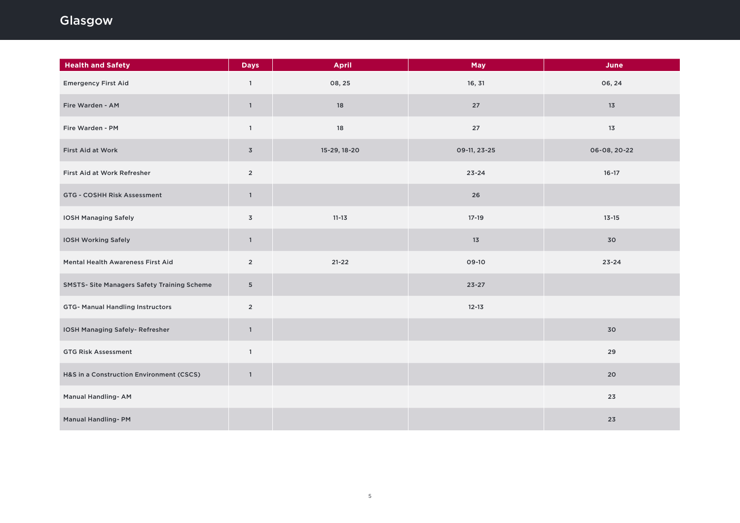# Glasgow

| Health and Safety | Days | April | May | June |
|---|---|---|---|---|
| Emergency First Aid | 1 | 08, 25 | 16, 31 | 06, 24 |
| Fire Warden - AM | 1 | 18 | 27 | 13 |
| Fire Warden - PM | 1 | 18 | 27 | 13 |
| First Aid at Work | 3 | 15-29, 18-20 | 09-11, 23-25 | 06-08, 20-22 |
| First Aid at Work Refresher | 2 | | 23-24 | 16-17 |
| GTG - COSHH Risk Assessment | 1 | | 26 | |
| IOSH Managing Safely | 3 | 11-13 | 17-19 | 13-15 |
| IOSH Working Safely | 1 | | 13 | 30 |
| Mental Health Awareness First Aid | 2 | 21-22 | 09-10 | 23-24 |
| SMSTS- Site Managers Safety Training Scheme | 5 | | 23-27 | |
| GTG- Manual Handling Instructors | 2 | | 12-13 | |
| IOSH Managing Safely- Refresher | 1 | | | 30 |
| GTG Risk Assessment | 1 | | | 29 |
| H&S in a Construction Environment (CSCS) | 1 | | | 20 |
| Manual Handling- AM | | | | 23 |
| Manual Handling- PM | | | | 23 |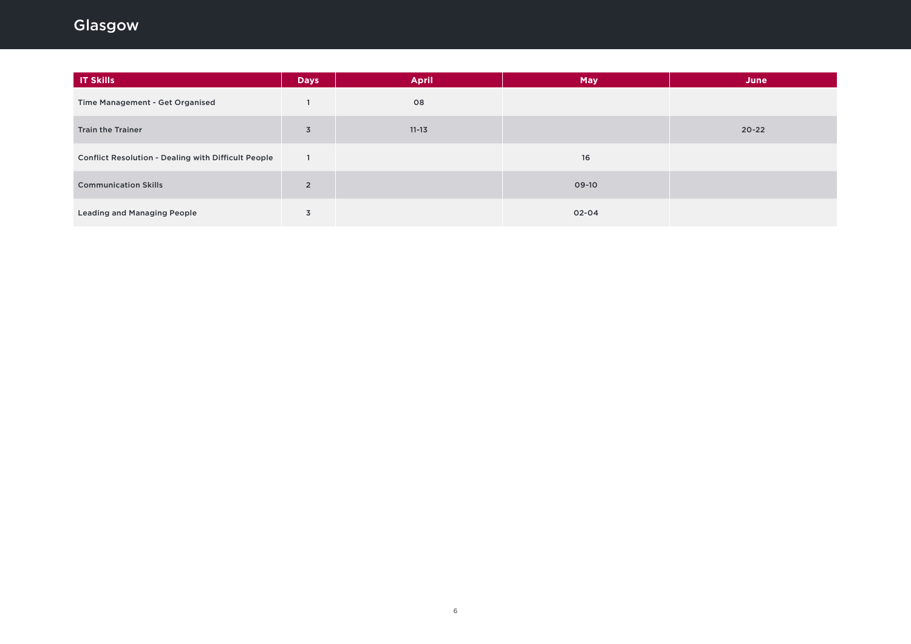# Glasgow

| IT Skills | Days | April | May | June |
|---|---|---|---|---|
| Time Management - Get Organised | 1 | 08 | | |
| Train the Trainer | 3 | 11-13 | | 20-22 |
| Conflict Resolution - Dealing with Difficult People | 1 | | 16 | |
| Communication Skills | 2 | | 09-10 | |
| Leading and Managing People | 3 | | 02-04 | |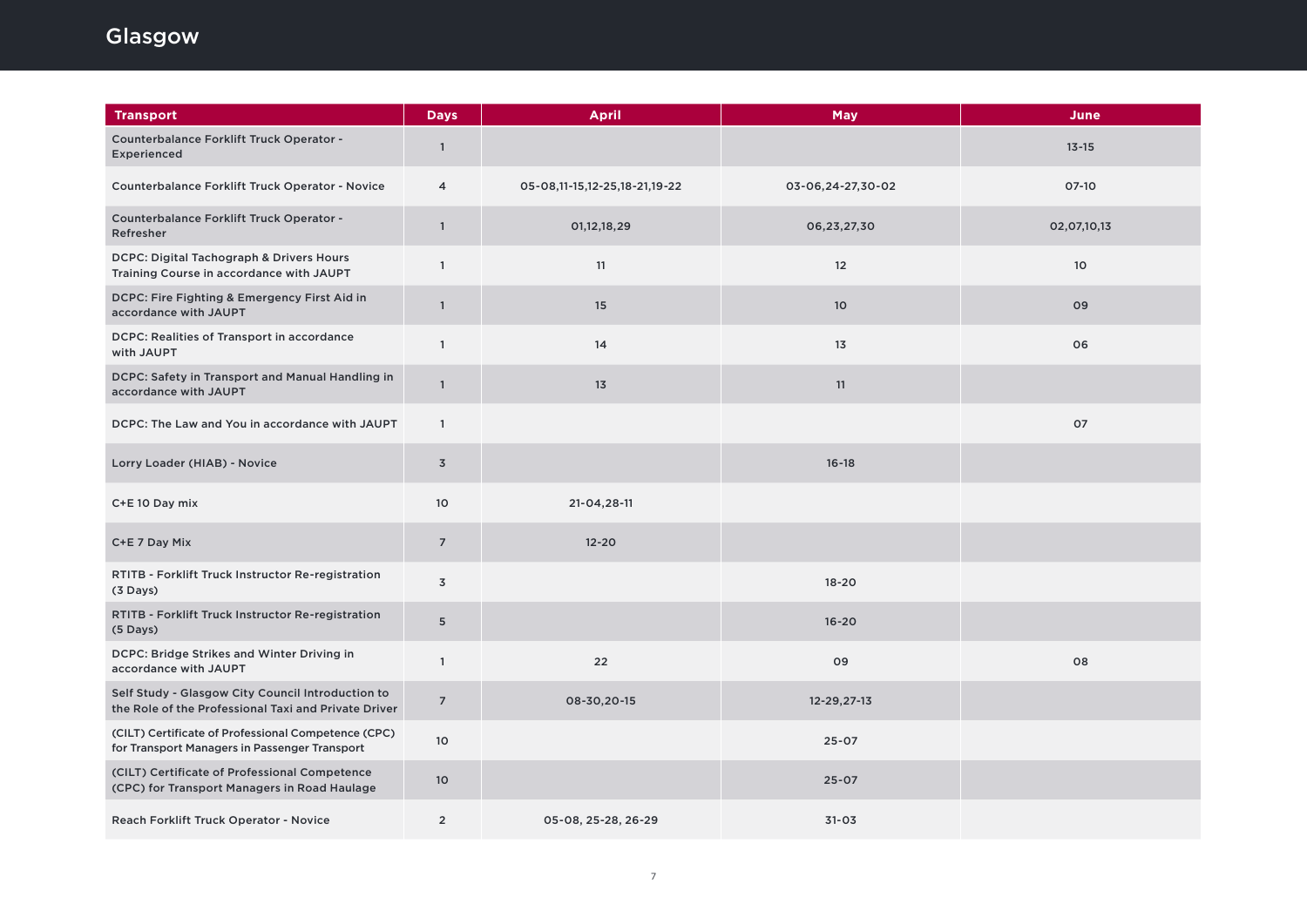# Glasgow

| Transport | Days | April | May | June |
|---|---|---|---|---|
| Counterbalance Forklift Truck Operator - Experienced | 1 | | | 13-15 |
| Counterbalance Forklift Truck Operator - Novice | 4 | 05-08,11-15,12-25,18-21,19-22 | 03-06,24-27,30-02 | 07-10 |
| Counterbalance Forklift Truck Operator - Refresher | 1 | 01,12,18,29 | 06,23,27,30 | 02,07,10,13 |
| DCPC: Digital Tachograph & Drivers Hours Training Course in accordance with JAUPT | 1 | 11 | 12 | 10 |
| DCPC: Fire Fighting & Emergency First Aid in accordance with JAUPT | 1 | 15 | 10 | 09 |
| DCPC: Realities of Transport in accordance with JAUPT | 1 | 14 | 13 | 06 |
| DCPC: Safety in Transport and Manual Handling in accordance with JAUPT | 1 | 13 | 11 | |
| DCPC: The Law and You in accordance with JAUPT | 1 | | | 07 |
| Lorry Loader (HIAB) - Novice | 3 | | 16-18 | |
| C+E 10 Day mix | 10 | 21-04,28-11 | | |
| C+E 7 Day Mix | 7 | 12-20 | | |
| RTITB - Forklift Truck Instructor Re-registration (3 Days) | 3 | | 18-20 | |
| RTITB - Forklift Truck Instructor Re-registration (5 Days) | 5 | | 16-20 | |
| DCPC: Bridge Strikes and Winter Driving in accordance with JAUPT | 1 | 22 | 09 | 08 |
| Self Study - Glasgow City Council Introduction to the Role of the Professional Taxi and Private Driver | 7 | 08-30,20-15 | 12-29,27-13 | |
| (CILT) Certificate of Professional Competence (CPC) for Transport Managers in Passenger Transport | 10 | | 25-07 | |
| (CILT) Certificate of Professional Competence (CPC) for Transport Managers in Road Haulage | 10 | | 25-07 | |
| Reach Forklift Truck Operator - Novice | 2 | 05-08, 25-28, 26-29 | 31-03 | |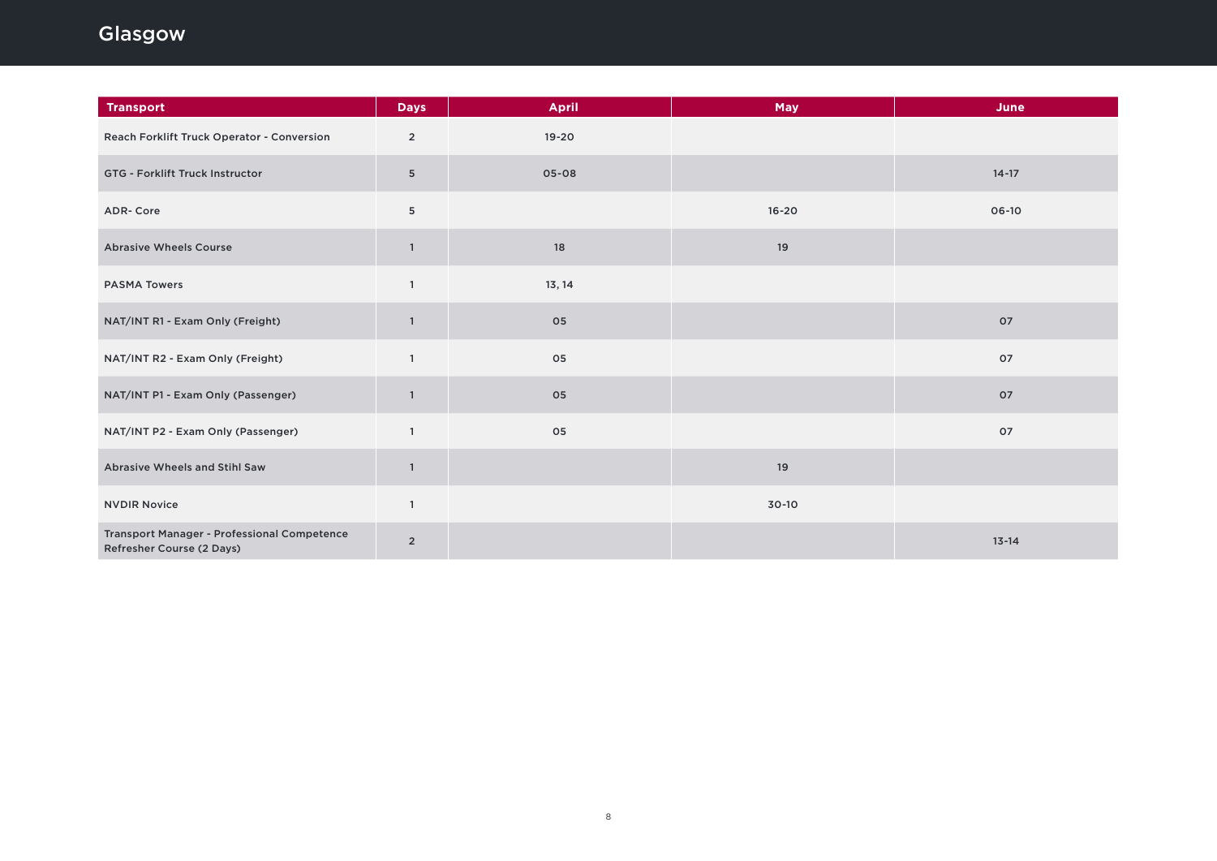# Glasgow

| Transport | Days | April | May | June |
|---|---|---|---|---|
| Reach Forklift Truck Operator - Conversion | 2 | 19-20 | | |
| GTG - Forklift Truck Instructor | 5 | 05-08 | | 14-17 |
| ADR- Core | 5 | | 16-20 | 06-10 |
| Abrasive Wheels Course | 1 | 18 | 19 | |
| PASMA Towers | 1 | 13, 14 | | |
| NAT/INT R1 - Exam Only (Freight) | 1 | 05 | | 07 |
| NAT/INT R2 - Exam Only (Freight) | 1 | 05 | | 07 |
| NAT/INT P1 - Exam Only (Passenger) | 1 | 05 | | 07 |
| NAT/INT P2 - Exam Only (Passenger) | 1 | 05 | | 07 |
| Abrasive Wheels and Stihl Saw | 1 | | 19 | |
| NVDIR Novice | 1 | | 30-10 | |
| Transport Manager - Professional Competence Refresher Course (2 Days) | 2 | | | 13-14 |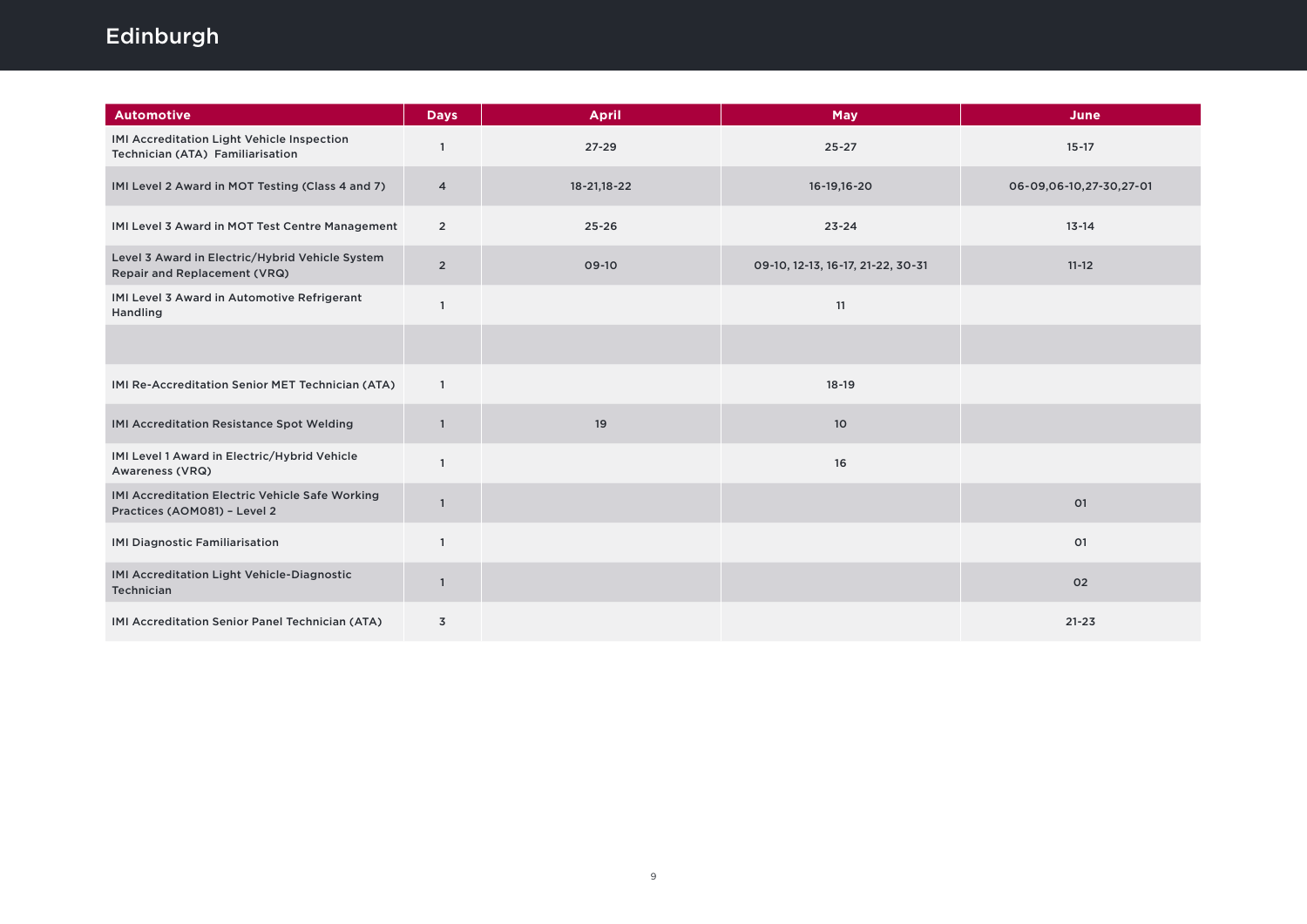# Edinburgh

| Automotive | Days | April | May | June |
|---|---|---|---|---|
| IMI Accreditation Light Vehicle Inspection Technician (ATA) Familiarisation | 1 | 27-29 | 25-27 | 15-17 |
| IMI Level 2 Award in MOT Testing (Class 4 and 7) | 4 | 18-21,18-22 | 16-19,16-20 | 06-09,06-10,27-30,27-01 |
| IMI Level 3 Award in MOT Test Centre Management | 2 | 25-26 | 23-24 | 13-14 |
| Level 3 Award in Electric/Hybrid Vehicle System Repair and Replacement (VRQ) | 2 | 09-10 | 09-10, 12-13, 16-17, 21-22, 30-31 | 11-12 |
| IMI Level 3 Award in Automotive Refrigerant Handling | 1 | | 11 | |
| | | | | |
| IMI Re-Accreditation Senior MET Technician (ATA) | 1 | | 18-19 | |
| IMI Accreditation Resistance Spot Welding | 1 | 19 | 10 | |
| IMI Level 1 Award in Electric/Hybrid Vehicle Awareness (VRQ) | 1 | | 16 | |
| IMI Accreditation Electric Vehicle Safe Working Practices (AOM081) – Level 2 | 1 | | | 01 |
| IMI Diagnostic Familiarisation | 1 | | | 01 |
| IMI Accreditation Light Vehicle-Diagnostic Technician | 1 | | | 02 |
| IMI Accreditation Senior Panel Technician (ATA) | 3 | | | 21-23 |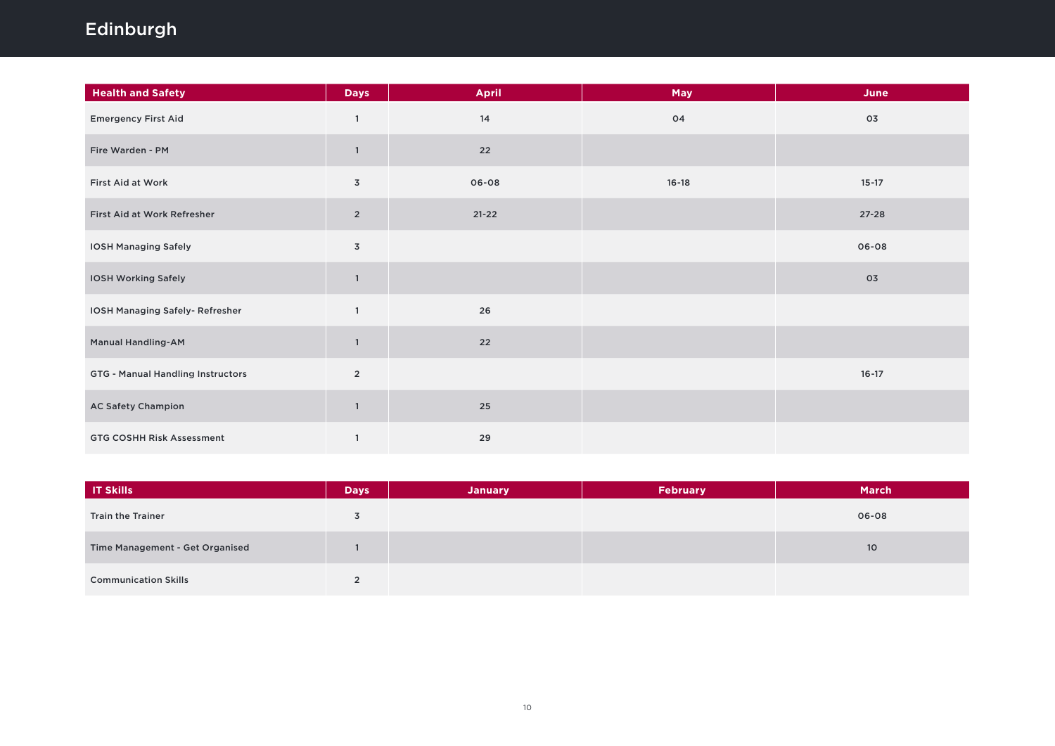# Edinburgh

| Health and Safety | Days | April | May | June |
|---|---|---|---|---|
| Emergency First Aid | 1 | 14 | 04 | 03 |
| Fire Warden - PM | 1 | 22 | | |
| First Aid at Work | 3 | 06-08 | 16-18 | 15-17 |
| First Aid at Work Refresher | 2 | 21-22 | | 27-28 |
| IOSH Managing Safely | 3 | | | 06-08 |
| IOSH Working Safely | 1 | | | 03 |
| IOSH Managing Safely- Refresher | 1 | 26 | | |
| Manual Handling-AM | 1 | 22 | | |
| GTG - Manual Handling Instructors | 2 | | | 16-17 |
| AC Safety Champion | 1 | 25 | | |
| GTG COSHH Risk Assessment | 1 | 29 | | |

| IT Skills | Days | January | February | March |
|---|---|---|---|---|
| Train the Trainer | 3 | | | 06-08 |
| Time Management - Get Organised | 1 | | | 10 |
| Communication Skills | 2 | | | |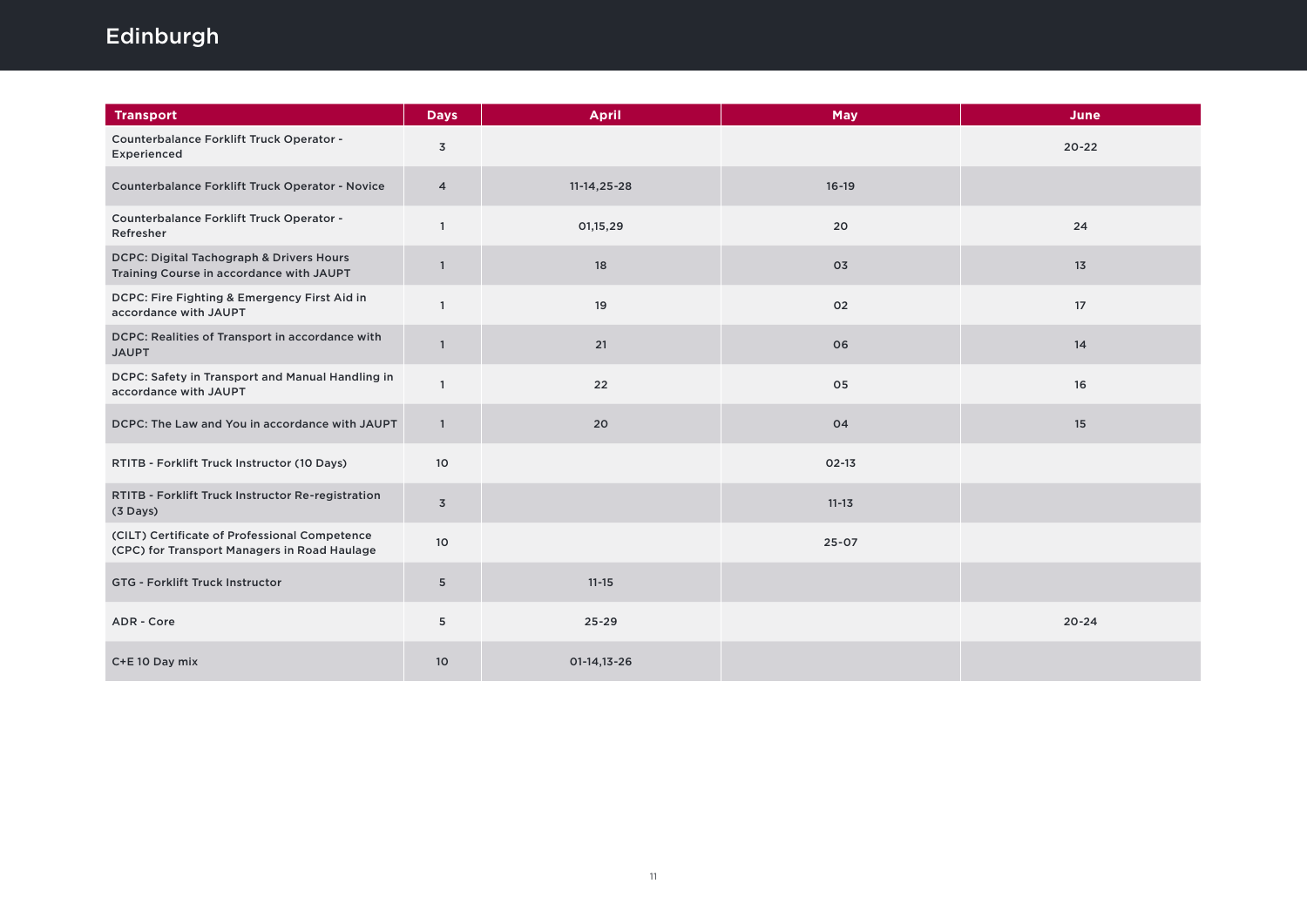# Edinburgh

| Transport | Days | April | May | June |
|---|---|---|---|---|
| Counterbalance Forklift Truck Operator - Experienced | 3 | | | 20-22 |
| Counterbalance Forklift Truck Operator - Novice | 4 | 11-14,25-28 | 16-19 | |
| Counterbalance Forklift Truck Operator - Refresher | 1 | 01,15,29 | 20 | 24 |
| DCPC: Digital Tachograph & Drivers Hours Training Course in accordance with JAUPT | 1 | 18 | 03 | 13 |
| DCPC: Fire Fighting & Emergency First Aid in accordance with JAUPT | 1 | 19 | 02 | 17 |
| DCPC: Realities of Transport in accordance with JAUPT | 1 | 21 | 06 | 14 |
| DCPC: Safety in Transport and Manual Handling in accordance with JAUPT | 1 | 22 | 05 | 16 |
| DCPC: The Law and You in accordance with JAUPT | 1 | 20 | 04 | 15 |
| RTITB - Forklift Truck Instructor (10 Days) | 10 | | 02-13 | |
| RTITB - Forklift Truck Instructor Re-registration (3 Days) | 3 | | 11-13 | |
| (CILT) Certificate of Professional Competence (CPC) for Transport Managers in Road Haulage | 10 | | 25-07 | |
| GTG - Forklift Truck Instructor | 5 | 11-15 | | |
| ADR - Core | 5 | 25-29 | | 20-24 |
| C+E 10 Day mix | 10 | 01-14,13-26 | | |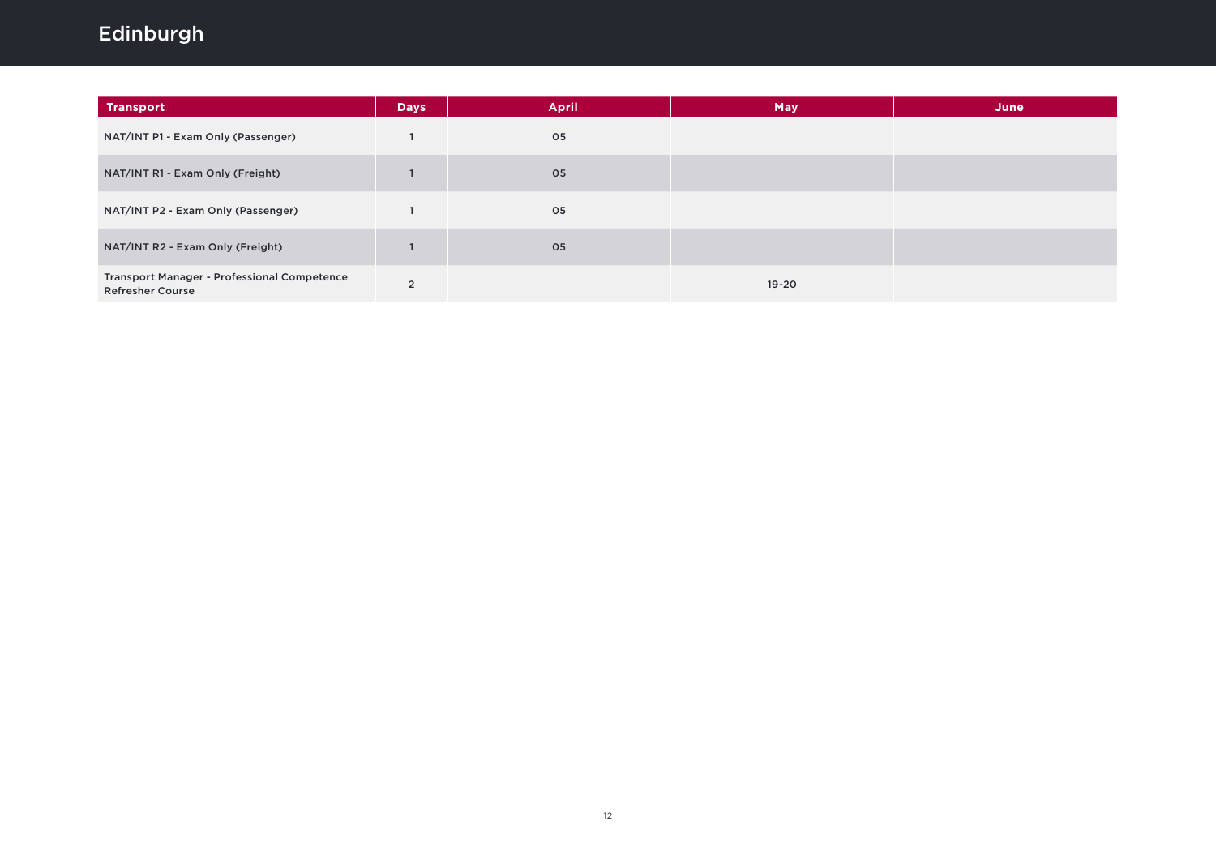# Edinburgh

| Transport | Days | April | May | June |
| --- | --- | --- | --- | --- |
| NAT/INT P1 - Exam Only (Passenger) | 1 | 05 | | |
| NAT/INT R1 - Exam Only (Freight) | 1 | 05 | | |
| NAT/INT P2 - Exam Only (Passenger) | 1 | 05 | | |
| NAT/INT R2 - Exam Only (Freight) | 1 | 05 | | |
| Transport Manager - Professional Competence Refresher Course | 2 | | 19-20 | |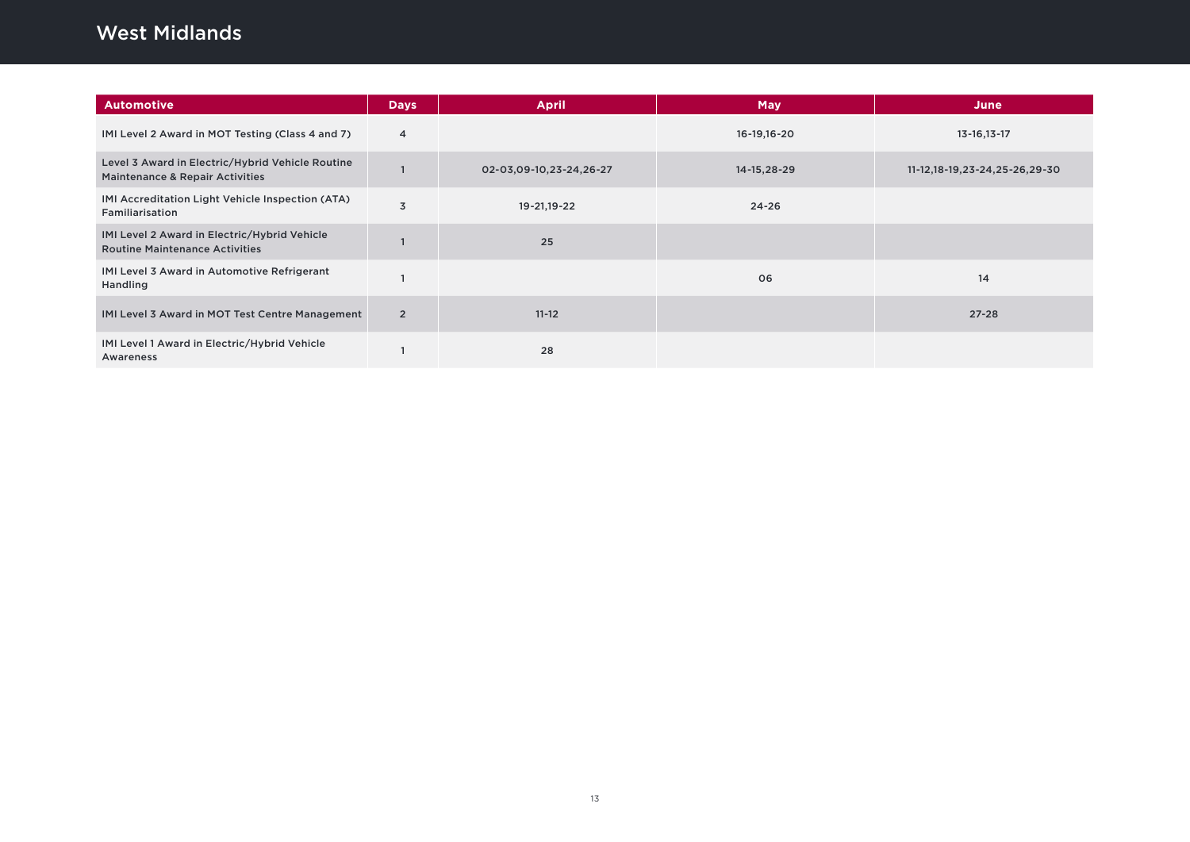# West Midlands

| Automotive | Days | April | May | June |
|---|---|---|---|---|
| IMI Level 2 Award in MOT Testing (Class 4 and 7) | 4 | | 16-19,16-20 | 13-16,13-17 |
| Level 3 Award in Electric/Hybrid Vehicle Routine Maintenance & Repair Activities | 1 | 02-03,09-10,23-24,26-27 | 14-15,28-29 | 11-12,18-19,23-24,25-26,29-30 |
| IMI Accreditation Light Vehicle Inspection (ATA) Familiarisation | 3 | 19-21,19-22 | 24-26 | |
| IMI Level 2 Award in Electric/Hybrid Vehicle Routine Maintenance Activities | 1 | 25 | | |
| IMI Level 3 Award in Automotive Refrigerant Handling | 1 | | 06 | 14 |
| IMI Level 3 Award in MOT Test Centre Management | 2 | 11-12 | | 27-28 |
| IMI Level 1 Award in Electric/Hybrid Vehicle Awareness | 1 | 28 | | |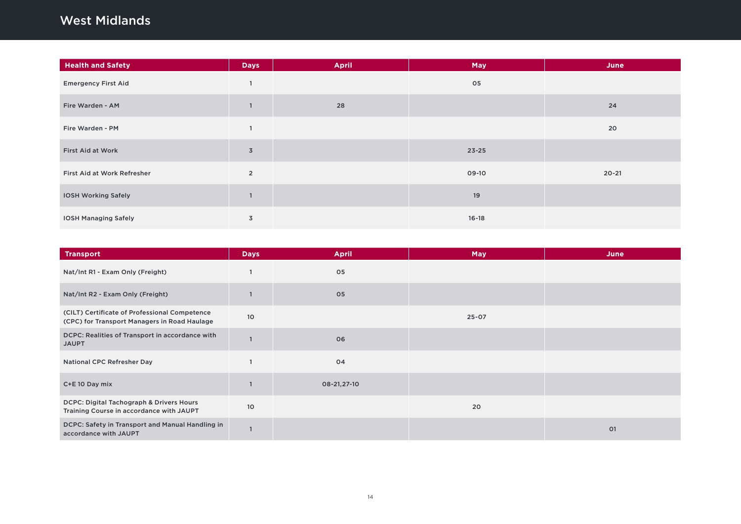# West Midlands

| Health and Safety | Days | April | May | June |
|---|---|---|---|---|
| Emergency First Aid | 1 | | 05 | |
| Fire Warden - AM | 1 | 28 | | 24 |
| Fire Warden - PM | 1 | | | 20 |
| First Aid at Work | 3 | | 23-25 | |
| First Aid at Work Refresher | 2 | | 09-10 | 20-21 |
| IOSH Working Safely | 1 | | 19 | |
| IOSH Managing Safely | 3 | | 16-18 | |

| Transport | Days | April | May | June |
|---|---|---|---|---|
| Nat/Int R1 - Exam Only (Freight) | 1 | 05 | | |
| Nat/Int R2 - Exam Only (Freight) | 1 | 05 | | |
| (CILT) Certificate of Professional Competence (CPC) for Transport Managers in Road Haulage | 10 | | 25-07 | |
| DCPC: Realities of Transport in accordance with JAUPT | 1 | 06 | | |
| National CPC Refresher Day | 1 | 04 | | |
| C+E 10 Day mix | 1 | 08-21,27-10 | | |
| DCPC: Digital Tachograph & Drivers Hours Training Course in accordance with JAUPT | 10 | | 20 | |
| DCPC: Safety in Transport and Manual Handling in accordance with JAUPT | 1 | | | 01 |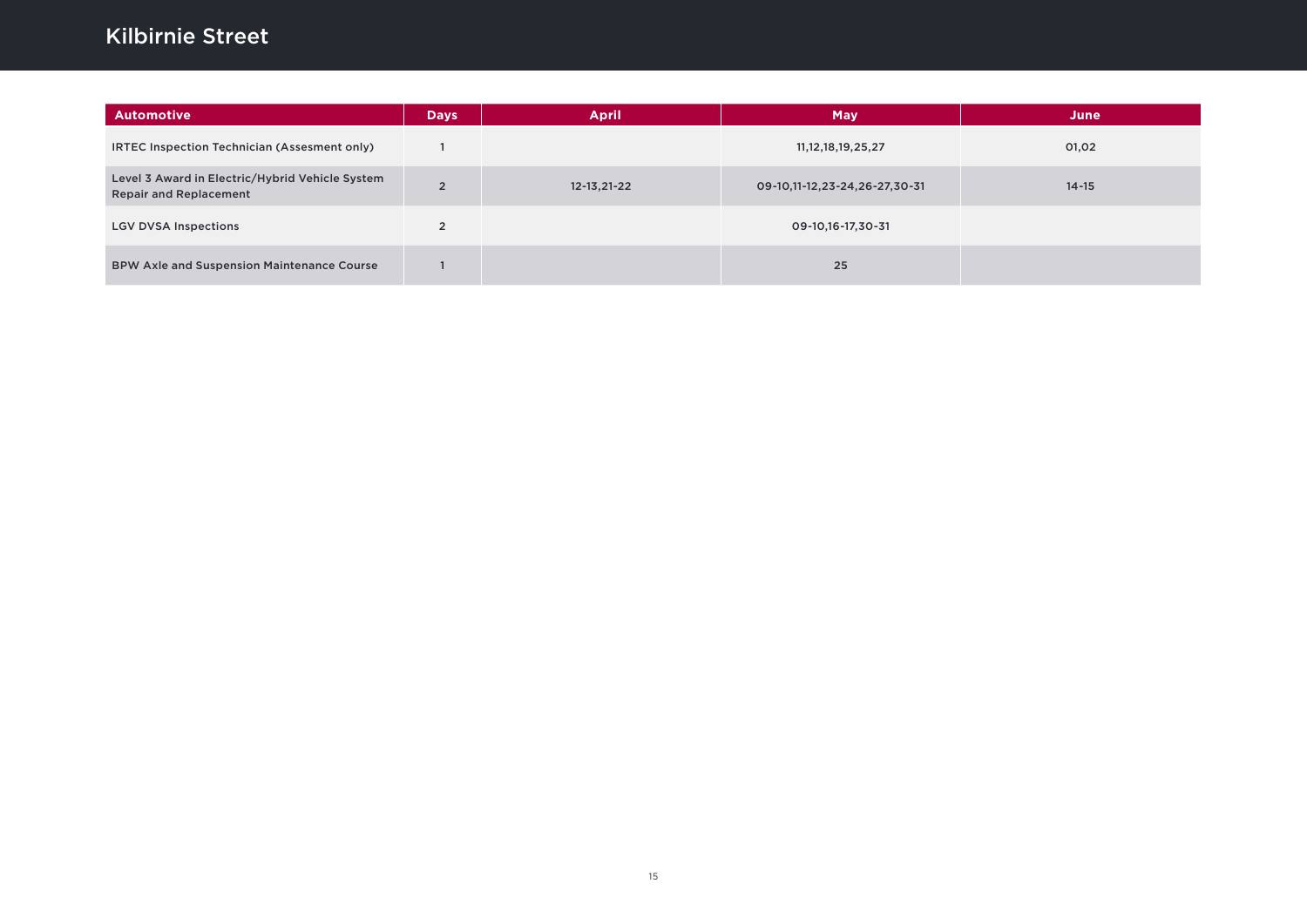# Kilbirnie Street

| Automotive | Days | April | May | June |
|---|---|---|---|---|
| IRTEC Inspection Technician (Assesment only) | 1 | | 11,12,18,19,25,27 | 01,02 |
| Level 3 Award in Electric/Hybrid Vehicle System Repair and Replacement | 2 | 12-13,21-22 | 09-10,11-12,23-24,26-27,30-31 | 14-15 |
| LGV DVSA Inspections | 2 | | 09-10,16-17,30-31 | |
| BPW Axle and Suspension Maintenance Course | 1 | | 25 | |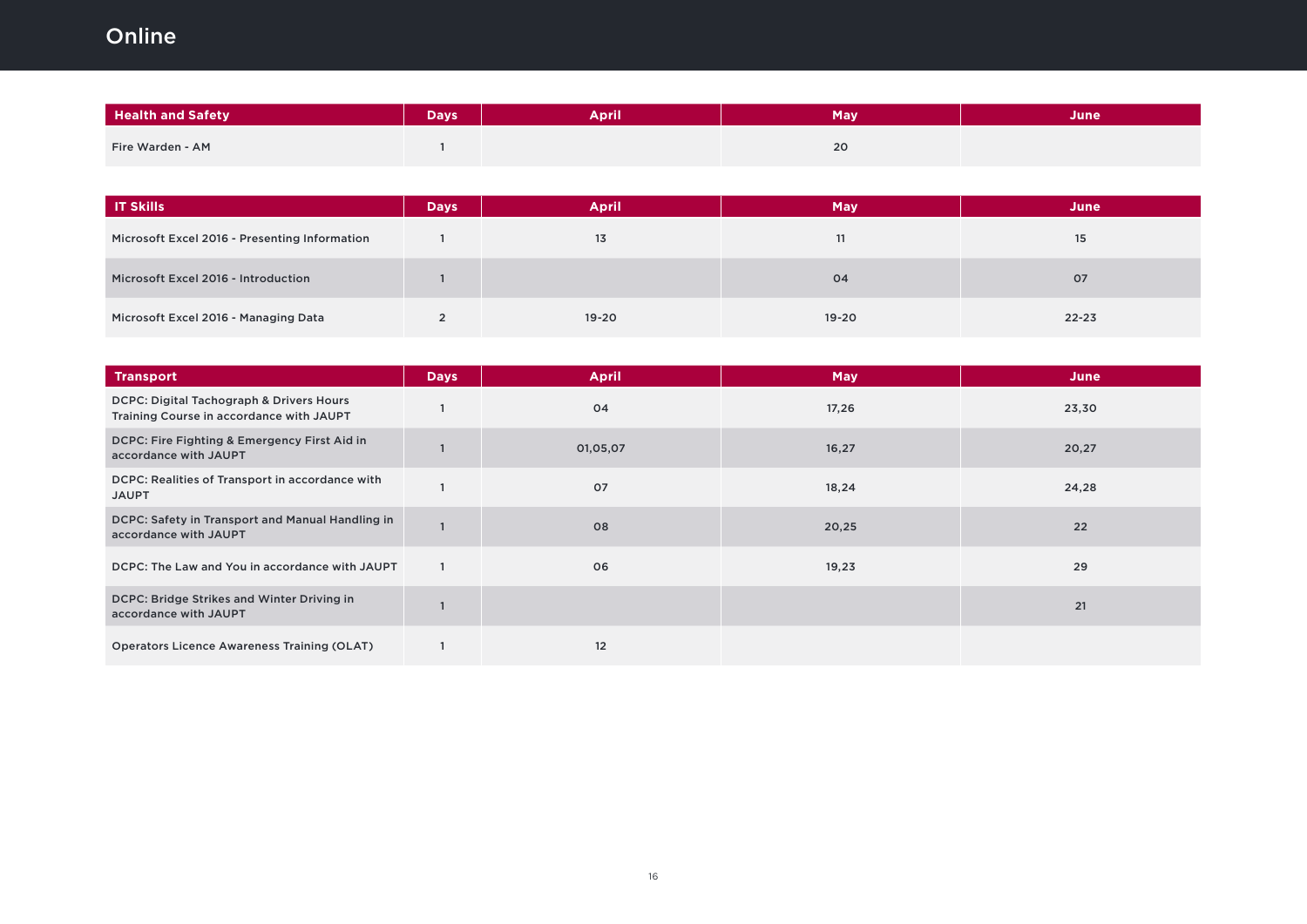# Online

| Health and Safety | Days | April | May | June |
|---|---|---|---|---|
| Fire Warden - AM | 1 | | 20 | |

| IT Skills | Days | April | May | June |
|---|---|---|---|---|
| Microsoft Excel 2016 - Presenting Information | 1 | 13 | 11 | 15 |
| Microsoft Excel 2016 - Introduction | 1 | | 04 | 07 |
| Microsoft Excel 2016 - Managing Data | 2 | 19-20 | 19-20 | 22-23 |

| Transport | Days | April | May | June |
|---|---|---|---|---|
| DCPC: Digital Tachograph & Drivers Hours Training Course in accordance with JAUPT | 1 | 04 | 17,26 | 23,30 |
| DCPC: Fire Fighting & Emergency First Aid in accordance with JAUPT | 1 | 01,05,07 | 16,27 | 20,27 |
| DCPC: Realities of Transport in accordance with JAUPT | 1 | 07 | 18,24 | 24,28 |
| DCPC: Safety in Transport and Manual Handling in accordance with JAUPT | 1 | 08 | 20,25 | 22 |
| DCPC: The Law and You in accordance with JAUPT | 1 | 06 | 19,23 | 29 |
| DCPC: Bridge Strikes and Winter Driving in accordance with JAUPT | 1 | | | 21 |
| Operators Licence Awareness Training (OLAT) | 1 | 12 | | |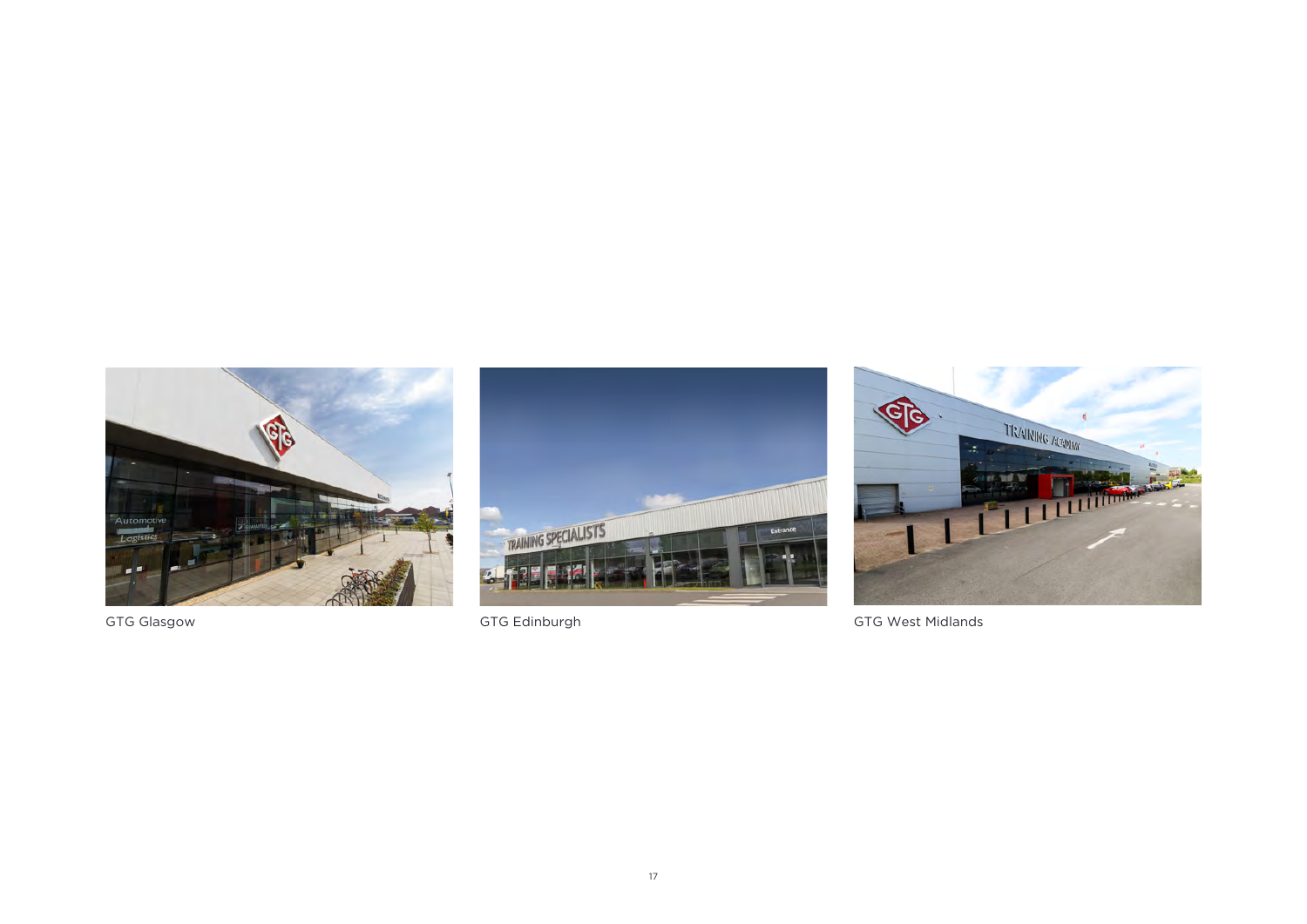GTG Glasgow

GTG Edinburgh

GTG West Midlands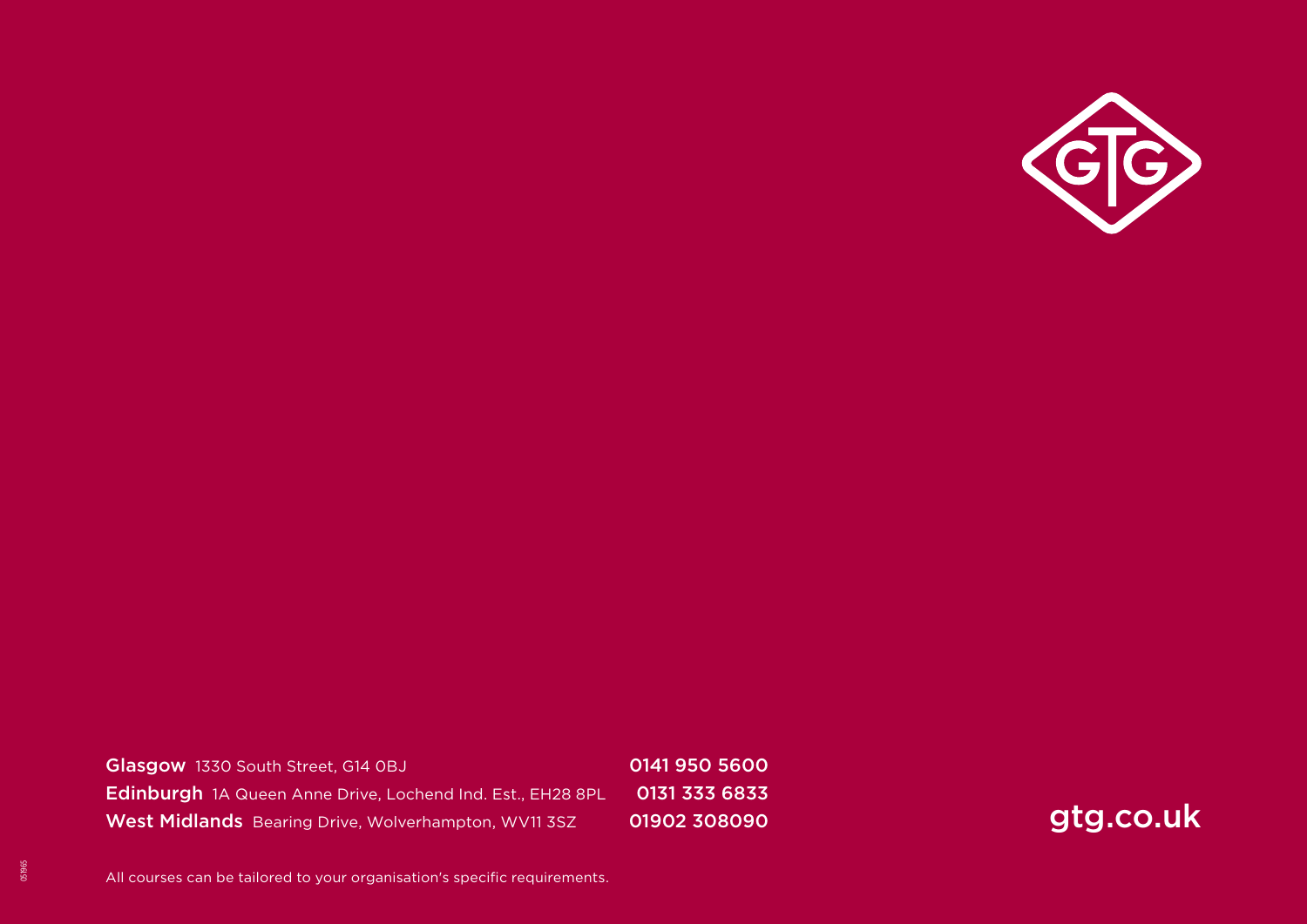**Glasgow** 1330 South Street, G14 0BJ 0141 950 5600

**Edinburgh** 1A Queen Anne Drive, Lochend Ind. Est., EH28 8PL 0131 333 6833

**West Midlands** Bearing Drive, Wolverhampton, WV11 3SZ 01902 308090

gtg.co.uk

All courses can be tailored to your organisation's specific requirements.